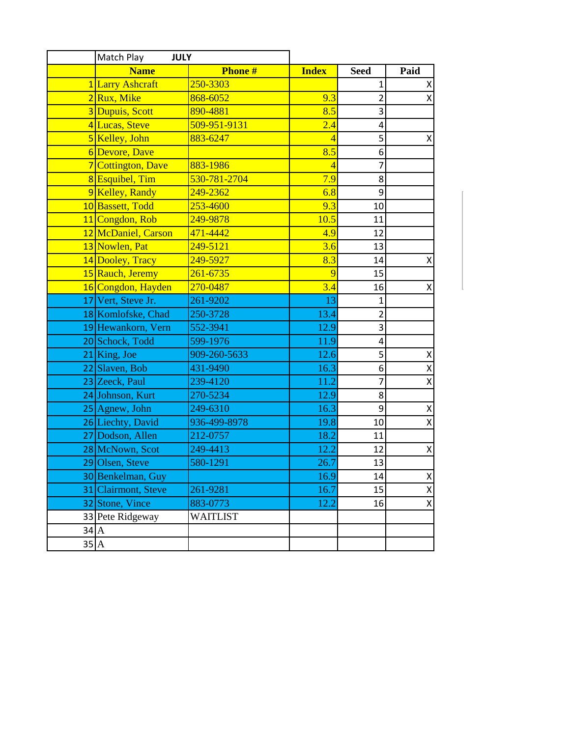| | Match Play JULY | | | | |
|---|---|---|---|---|---|
| | **Name** | **Phone #** | **Index** | **Seed** | **Paid** |
| 1 | Larry Ashcraft | 250-3303 | | 1 | X |
| 2 | Rux, Mike | 868-6052 | 9.3 | 2 | X |
| 3 | Dupuis, Scott | 890-4881 | 8.5 | 3 | |
| 4 | Lucas, Steve | 509-951-9131 | 2.4 | 4 | |
| 5 | Kelley, John | 883-6247 | 4 | 5 | X |
| 6 | Devore, Dave | | 8.5 | 6 | |
| 7 | Cottington, Dave | 883-1986 | 4 | 7 | |
| 8 | Esquibel, Tim | 530-781-2704 | 7.9 | 8 | |
| 9 | Kelley, Randy | 249-2362 | 6.8 | 9 | |
| 10 | Bassett, Todd | 253-4600 | 9.3 | 10 | |
| 11 | Congdon, Rob | 249-9878 | 10.5 | 11 | |
| 12 | McDaniel, Carson | 471-4442 | 4.9 | 12 | |
| 13 | Nowlen, Pat | 249-5121 | 3.6 | 13 | |
| 14 | Dooley, Tracy | 249-5927 | 8.3 | 14 | X |
| 15 | Rauch, Jeremy | 261-6735 | 9 | 15 | |
| 16 | Congdon, Hayden | 270-0487 | 3.4 | 16 | X |
| 17 | Vert, Steve Jr. | 261-9202 | 13 | 1 | |
| 18 | Komlofske, Chad | 250-3728 | 13.4 | 2 | |
| 19 | Hewankorn, Vern | 552-3941 | 12.9 | 3 | |
| 20 | Schock, Todd | 599-1976 | 11.9 | 4 | |
| 21 | King, Joe | 909-260-5633 | 12.6 | 5 | X |
| 22 | Slaven, Bob | 431-9490 | 16.3 | 6 | X |
| 23 | Zeeck, Paul | 239-4120 | 11.2 | 7 | X |
| 24 | Johnson, Kurt | 270-5234 | 12.9 | 8 | |
| 25 | Agnew, John | 249-6310 | 16.3 | 9 | X |
| 26 | Liechty, David | 936-499-8978 | 19.8 | 10 | X |
| 27 | Dodson, Allen | 212-0757 | 18.2 | 11 | |
| 28 | McNown, Scot | 249-4413 | 12.2 | 12 | X |
| 29 | Olsen, Steve | 580-1291 | 26.7 | 13 | |
| 30 | Benkelman, Guy | | 16.9 | 14 | X |
| 31 | Clairmont, Steve | 261-9281 | 16.7 | 15 | X |
| 32 | Stone, Vince | 883-0773 | 12.2 | 16 | X |
| 33 | Pete Ridgeway | WAITLIST | | | |
| 34 | A | | | | |
| 35 | A | | | | |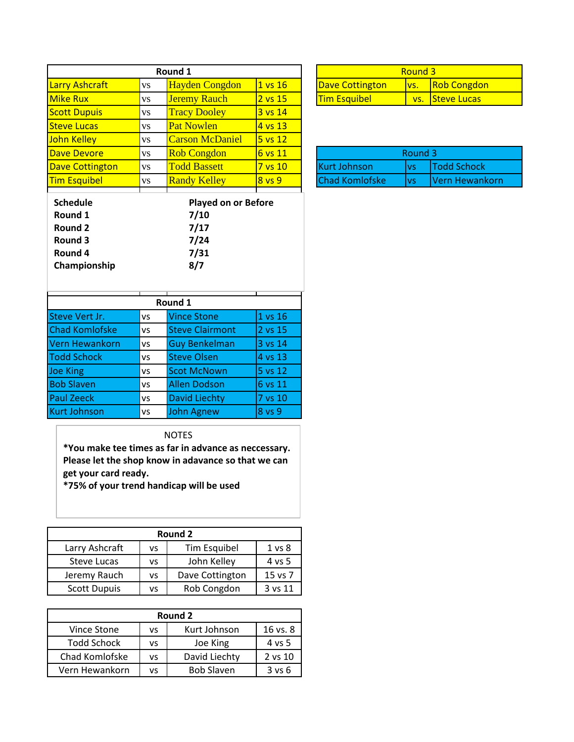| Round 1 | | | |
|---|---|---|---|
| Larry Ashcraft | vs | Hayden Congdon | 1 vs 16 |
| Mike Rux | vs | Jeremy Rauch | 2 vs 15 |
| Scott Dupuis | vs | Tracy Dooley | 3 vs 14 |
| Steve Lucas | vs | Pat Nowlen | 4 vs 13 |
| John Kelley | vs | Carson McDaniel | 5 vs 12 |
| Dave Devore | vs | Rob Congdon | 6 vs 11 |
| Dave Cottington | vs | Todd Bassett | 7 vs 10 |
| Tim Esquibel | vs | Randy Kelley | 8 vs 9 |

| Round 3 | | |
|---|---|---|
| Dave Cottington | vs. | Rob Congdon |
| Tim Esquibel | vs. | Steve Lucas |

| Round 3 | | |
|---|---|---|
| Kurt Johnson | vs | Todd Schock |
| Chad Komlofske | vs | Vern Hewankorn |

| Schedule | Played on or Before |
|---|---|
| Round 1 | 7/10 |
| Round 2 | 7/17 |
| Round 3 | 7/24 |
| Round 4 | 7/31 |
| Championship | 8/7 |

| Round 1 | | | |
|---|---|---|---|
| Steve Vert Jr. | vs | Vince Stone | 1 vs 16 |
| Chad Komlofske | vs | Steve Clairmont | 2 vs 15 |
| Vern Hewankorn | vs | Guy Benkelman | 3 vs 14 |
| Todd Schock | vs | Steve Olsen | 4 vs 13 |
| Joe King | vs | Scot McNown | 5 vs 12 |
| Bob Slaven | vs | Allen Dodson | 6 vs 11 |
| Paul Zeeck | vs | David Liechty | 7 vs 10 |
| Kurt Johnson | vs | John Agnew | 8 vs 9 |

NOTES

**\*You make tee times as far in advance as neccessary. Please let the shop know in adavance so that we can get your card ready.**

**\*75% of your trend handicap will be used**

| Round 2 | | | |
|---|---|---|---|
| Larry Ashcraft | vs | Tim Esquibel | 1 vs 8 |
| Steve Lucas | vs | John Kelley | 4 vs 5 |
| Jeremy Rauch | vs | Dave Cottington | 15 vs 7 |
| Scott Dupuis | vs | Rob Congdon | 3 vs 11 |

| Round 2 | | | |
|---|---|---|---|
| Vince Stone | vs | Kurt Johnson | 16 vs. 8 |
| Todd Schock | vs | Joe King | 4 vs 5 |
| Chad Komlofske | vs | David Liechty | 2 vs 10 |
| Vern Hewankorn | vs | Bob Slaven | 3 vs 6 |